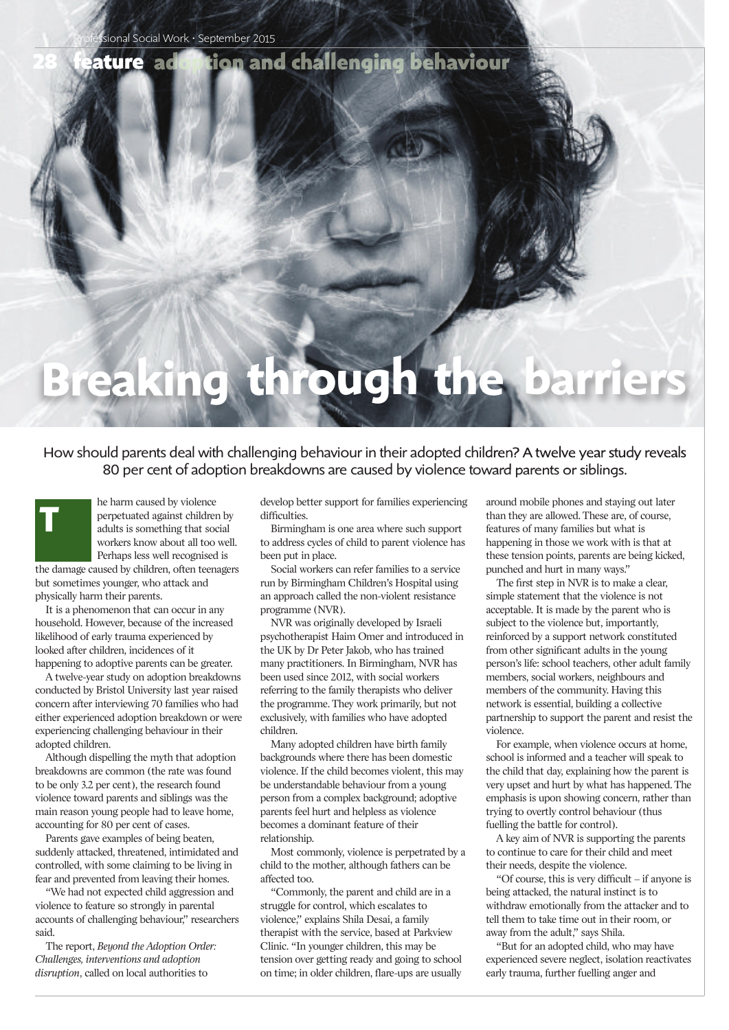# Breaking through the barriers

How should parents deal with challenging behaviour in their adopted children? A twelve year study reveals 80 per cent of adoption breakdowns are caused by violence toward parents or siblings.

The harm caused by violence perpetuated against children by adults is something that social workers know about all too well. Perhaps less well recognised is the damage caused by children, often teenagers but sometimes younger, who attack and physically harm their parents.

It is a phenomenon that can occur in any household. However, because of the increased likelihood of early trauma experienced by looked after children, incidences of it happening to adoptive parents can be greater.

A twelve-year study on adoption breakdowns conducted by Bristol University last year raised concern after interviewing 70 families who had either experienced adoption breakdown or were experiencing challenging behaviour in their adopted children.

Although dispelling the myth that adoption breakdowns are common (the rate was found to be only 3.2 per cent), the research found violence toward parents and siblings was the main reason young people had to leave home, accounting for 80 per cent of cases.

Parents gave examples of being beaten, suddenly attacked, threatened, intimidated and controlled, with some claiming to be living in fear and prevented from leaving their homes.

"We had not expected child aggression and violence to feature so strongly in parental accounts of challenging behaviour," researchers said.

The report, *Beyond the Adoption Order: Challenges, interventions and adoption disruption*, called on local authorities to develop better support for families experiencing difficulties.

Birmingham is one area where such support to address cycles of child to parent violence has been put in place.

Social workers can refer families to a service run by Birmingham Children's Hospital using an approach called the non-violent resistance programme (NVR).

NVR was originally developed by Israeli psychotherapist Haim Omer and introduced in the UK by Dr Peter Jakob, who has trained many practitioners. In Birmingham, NVR has been used since 2012, with social workers referring to the family therapists who deliver the programme. They work primarily, but not exclusively, with families who have adopted children.

Many adopted children have birth family backgrounds where there has been domestic violence. If the child becomes violent, this may be understandable behaviour from a young person from a complex background; adoptive parents feel hurt and helpless as violence becomes a dominant feature of their relationship.

Most commonly, violence is perpetrated by a child to the mother, although fathers can be affected too.

"Commonly, the parent and child are in a struggle for control, which escalates to violence," explains Shila Desai, a family therapist with the service, based at Parkview Clinic. "In younger children, this may be tension over getting ready and going to school on time; in older children, flare-ups are usually around mobile phones and staying out later than they are allowed. These are, of course, features of many families but what is happening in those we work with is that at these tension points, parents are being kicked, punched and hurt in many ways."

The first step in NVR is to make a clear, simple statement that the violence is not acceptable. It is made by the parent who is subject to the violence but, importantly, reinforced by a support network constituted from other significant adults in the young person's life: school teachers, other adult family members, social workers, neighbours and members of the community. Having this network is essential, building a collective partnership to support the parent and resist the violence.

For example, when violence occurs at home, school is informed and a teacher will speak to the child that day, explaining how the parent is very upset and hurt by what has happened. The emphasis is upon showing concern, rather than trying to overtly control behaviour (thus fuelling the battle for control).

A key aim of NVR is supporting the parents to continue to care for their child and meet their needs, despite the violence.

"Of course, this is very difficult – if anyone is being attacked, the natural instinct is to withdraw emotionally from the attacker and to tell them to take time out in their room, or away from the adult," says Shila.

"But for an adopted child, who may have experienced severe neglect, isolation reactivates early trauma, further fuelling anger and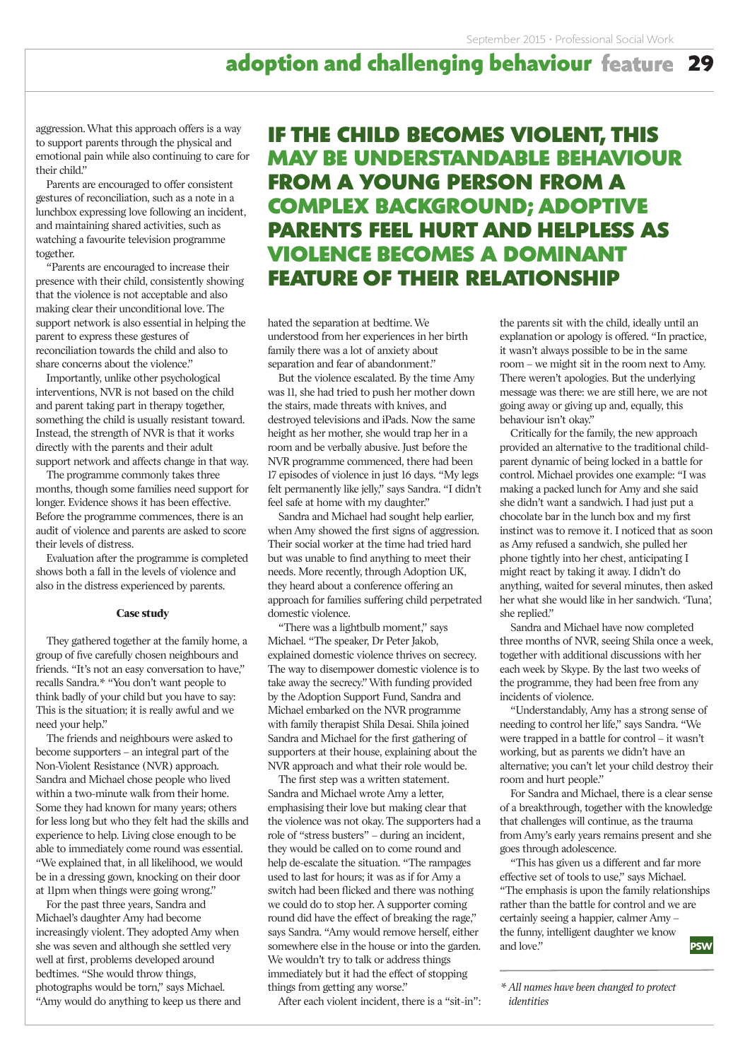aggression. What this approach offers is a way to support parents through the physical and emotional pain while also continuing to care for their child."

Parents are encouraged to offer consistent gestures of reconciliation, such as a note in a lunchbox expressing love following an incident, and maintaining shared activities, such as watching a favourite television programme together.

"Parents are encouraged to increase their presence with their child, consistently showing that the violence is not acceptable and also making clear their unconditional love. The support network is also essential in helping the parent to express these gestures of reconciliation towards the child and also to share concerns about the violence."

Importantly, unlike other psychological interventions, NVR is not based on the child and parent taking part in therapy together, something the child is usually resistant toward. Instead, the strength of NVR is that it works directly with the parents and their adult support network and affects change in that way.

The programme commonly takes three months, though some families need support for longer. Evidence shows it has been effective. Before the programme commences, there is an audit of violence and parents are asked to score their levels of distress.

Evaluation after the programme is completed shows both a fall in the levels of violence and also in the distress experienced by parents.

**IF THE CHILD BECOMES VIOLENT, THIS MAY BE UNDERSTANDABLE BEHAVIOUR FROM A YOUNG PERSON FROM A COMPLEX BACKGROUND; ADOPTIVE PARENTS FEEL HURT AND HELPLESS AS VIOLENCE BECOMES A DOMINANT FEATURE OF THEIR RELATIONSHIP**

### Case study

They gathered together at the family home, a group of five carefully chosen neighbours and friends. "It's not an easy conversation to have," recalls Sandra.* "You don't want people to think badly of your child but you have to say: This is the situation; it is really awful and we need your help."

The friends and neighbours were asked to become supporters – an integral part of the Non-Violent Resistance (NVR) approach. Sandra and Michael chose people who lived within a two-minute walk from their home. Some they had known for many years; others for less long but who they felt had the skills and experience to help. Living close enough to be able to immediately come round was essential. "We explained that, in all likelihood, we would be in a dressing gown, knocking on their door at 11pm when things were going wrong."

For the past three years, Sandra and Michael's daughter Amy had become increasingly violent. They adopted Amy when she was seven and although she settled very well at first, problems developed around bedtimes. "She would throw things, photographs would be torn," says Michael. "Amy would do anything to keep us there and hated the separation at bedtime. We understood from her experiences in her birth family there was a lot of anxiety about separation and fear of abandonment."

But the violence escalated. By the time Amy was 11, she had tried to push her mother down the stairs, made threats with knives, and destroyed televisions and iPads. Now the same height as her mother, she would trap her in a room and be verbally abusive. Just before the NVR programme commenced, there had been 17 episodes of violence in just 16 days. "My legs felt permanently like jelly," says Sandra. "I didn't feel safe at home with my daughter."

Sandra and Michael had sought help earlier, when Amy showed the first signs of aggression. Their social worker at the time had tried hard but was unable to find anything to meet their needs. More recently, through Adoption UK, they heard about a conference offering an approach for families suffering child perpetrated domestic violence.

"There was a lightbulb moment," says Michael. "The speaker, Dr Peter Jakob, explained domestic violence thrives on secrecy. The way to disempower domestic violence is to take away the secrecy." With funding provided by the Adoption Support Fund, Sandra and Michael embarked on the NVR programme with family therapist Shila Desai. Shila joined Sandra and Michael for the first gathering of supporters at their house, explaining about the NVR approach and what their role would be.

The first step was a written statement. Sandra and Michael wrote Amy a letter, emphasising their love but making clear that the violence was not okay. The supporters had a role of "stress busters" – during an incident, they would be called on to come round and help de-escalate the situation. "The rampages used to last for hours; it was as if for Amy a switch had been flicked and there was nothing we could do to stop her. A supporter coming round did have the effect of breaking the rage," says Sandra. "Amy would remove herself, either somewhere else in the house or into the garden. We wouldn't try to talk or address things immediately but it had the effect of stopping things from getting any worse."

After each violent incident, there is a "sit-in": the parents sit with the child, ideally until an explanation or apology is offered. "In practice, it wasn't always possible to be in the same room – we might sit in the room next to Amy. There weren't apologies. But the underlying message was there: we are still here, we are not going away or giving up and, equally, this behaviour isn't okay."

Critically for the family, the new approach provided an alternative to the traditional child-parent dynamic of being locked in a battle for control. Michael provides one example: "I was making a packed lunch for Amy and she said she didn't want a sandwich. I had just put a chocolate bar in the lunch box and my first instinct was to remove it. I noticed that as soon as Amy refused a sandwich, she pulled her phone tightly into her chest, anticipating I might react by taking it away. I didn't do anything, waited for several minutes, then asked her what she would like in her sandwich. 'Tuna', she replied."

Sandra and Michael have now completed three months of NVR, seeing Shila once a week, together with additional discussions with her each week by Skype. By the last two weeks of the programme, they had been free from any incidents of violence.

"Understandably, Amy has a strong sense of needing to control her life," says Sandra. "We were trapped in a battle for control – it wasn't working, but as parents we didn't have an alternative; you can't let your child destroy their room and hurt people."

For Sandra and Michael, there is a clear sense of a breakthrough, together with the knowledge that challenges will continue, as the trauma from Amy's early years remains present and she goes through adolescence.

"This has given us a different and far more effective set of tools to use," says Michael. "The emphasis is upon the family relationships rather than the battle for control and we are certainly seeing a happier, calmer Amy – the funny, intelligent daughter we know and love." **PSW**

*\* All names have been changed to protect identities*